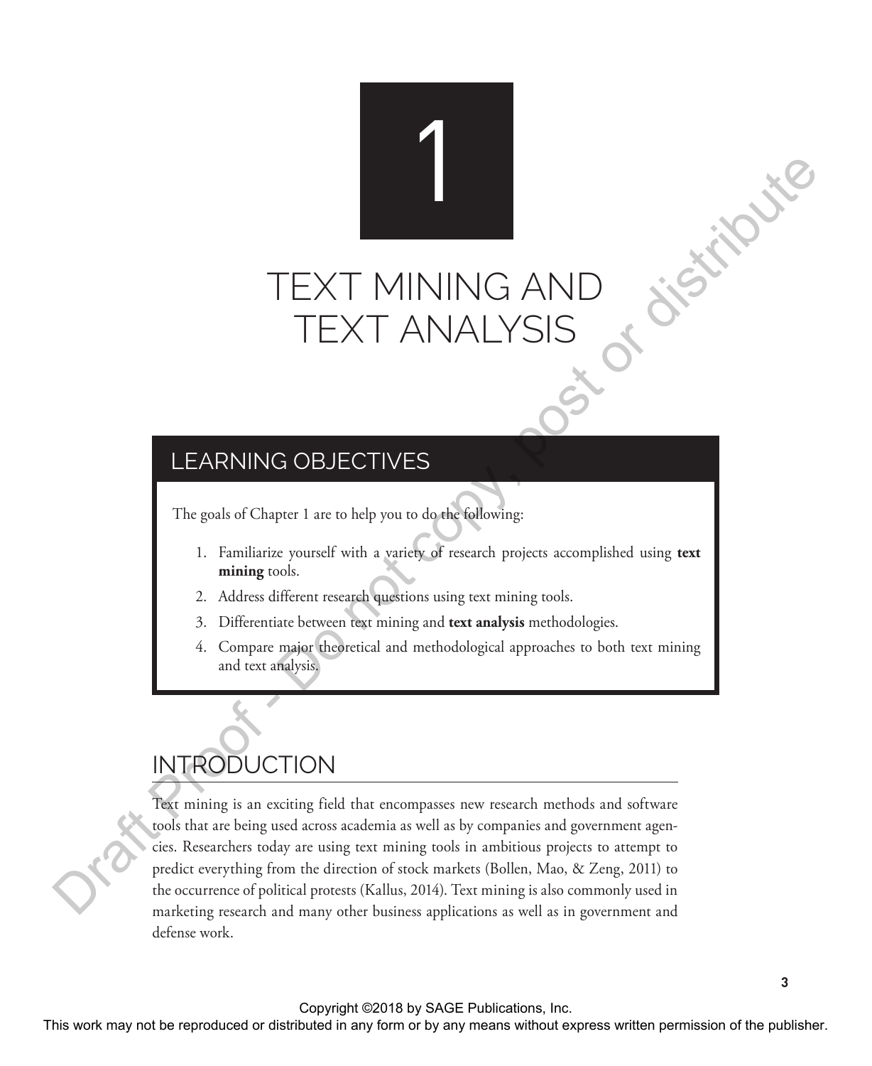# 1

# TEXT MINING AND TEXT ANALYSIS

## LEARNING OBJECTIVES

The goals of Chapter 1 are to help you to do the following:

1. Familiarize yourself with a variety of research projects accomplished using **text mining** tools.
2. Address different research questions using text mining tools.
3. Differentiate between text mining and **text analysis** methodologies.
4. Compare major theoretical and methodological approaches to both text mining and text analysis.

## INTRODUCTION

Text mining is an exciting field that encompasses new research methods and software tools that are being used across academia as well as by companies and government agencies. Researchers today are using text mining tools in ambitious projects to attempt to predict everything from the direction of stock markets (Bollen, Mao, & Zeng, 2011) to the occurrence of political protests (Kallus, 2014). Text mining is also commonly used in marketing research and many other business applications as well as in government and defense work.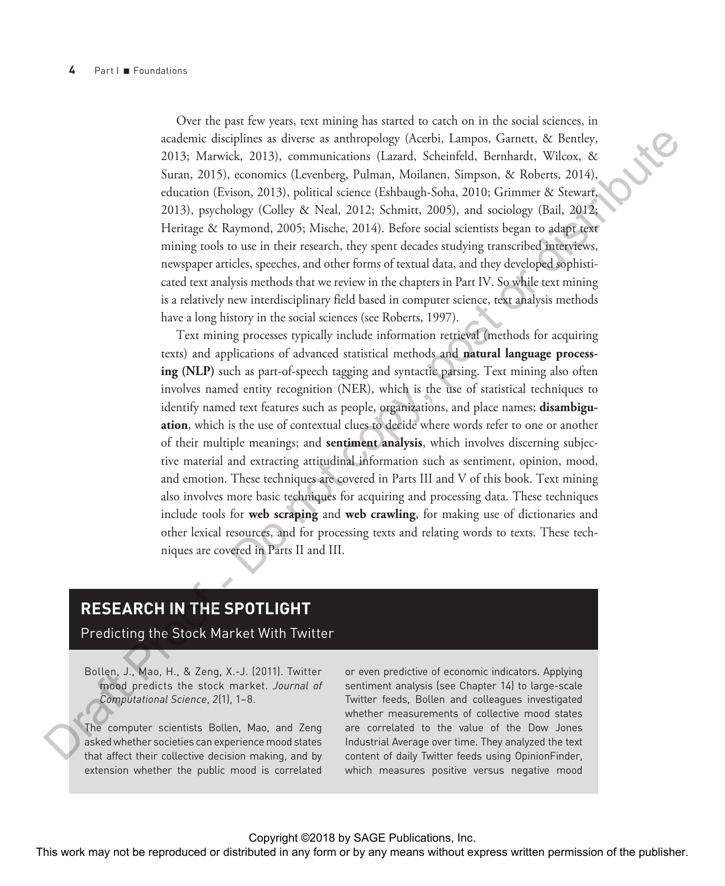Over the past few years, text mining has started to catch on in the social sciences, in academic disciplines as diverse as anthropology (Acerbi, Lampos, Garnett, & Bentley, 2013; Marwick, 2013), communications (Lazard, Scheinfeld, Bernhardt, Wilcox, & Suran, 2015), economics (Levenberg, Pulman, Moilanen, Simpson, & Roberts, 2014), education (Evison, 2013), political science (Eshbaugh-Soha, 2010; Grimmer & Stewart, 2013), psychology (Colley & Neal, 2012; Schmitt, 2005), and sociology (Bail, 2012; Heritage & Raymond, 2005; Mische, 2014). Before social scientists began to adapt text mining tools to use in their research, they spent decades studying transcribed interviews, newspaper articles, speeches, and other forms of textual data, and they developed sophisticated text analysis methods that we review in the chapters in Part IV. So while text mining is a relatively new interdisciplinary field based in computer science, text analysis methods have a long history in the social sciences (see Roberts, 1997).

Text mining processes typically include information retrieval (methods for acquiring texts) and applications of advanced statistical methods and **natural language processing (NLP)** such as part-of-speech tagging and syntactic parsing. Text mining also often involves named entity recognition (NER), which is the use of statistical techniques to identify named text features such as people, organizations, and place names; **disambiguation**, which is the use of contextual clues to decide where words refer to one or another of their multiple meanings; and **sentiment analysis**, which involves discerning subjective material and extracting attitudinal information such as sentiment, opinion, mood, and emotion. These techniques are covered in Parts III and V of this book. Text mining also involves more basic techniques for acquiring and processing data. These techniques include tools for **web scraping** and **web crawling**, for making use of dictionaries and other lexical resources, and for processing texts and relating words to texts. These techniques are covered in Parts II and III.

## RESEARCH IN THE SPOTLIGHT

### Predicting the Stock Market With Twitter

Bollen, J., Mao, H., & Zeng, X.-J. (2011). Twitter mood predicts the stock market. *Journal of Computational Science*, *2*(1), 1–8.

The computer scientists Bollen, Mao, and Zeng asked whether societies can experience mood states that affect their collective decision making, and by extension whether the public mood is correlated or even predictive of economic indicators. Applying sentiment analysis (see Chapter 14) to large-scale Twitter feeds, Bollen and colleagues investigated whether measurements of collective mood states are correlated to the value of the Dow Jones Industrial Average over time. They analyzed the text content of daily Twitter feeds using OpinionFinder, which measures positive versus negative mood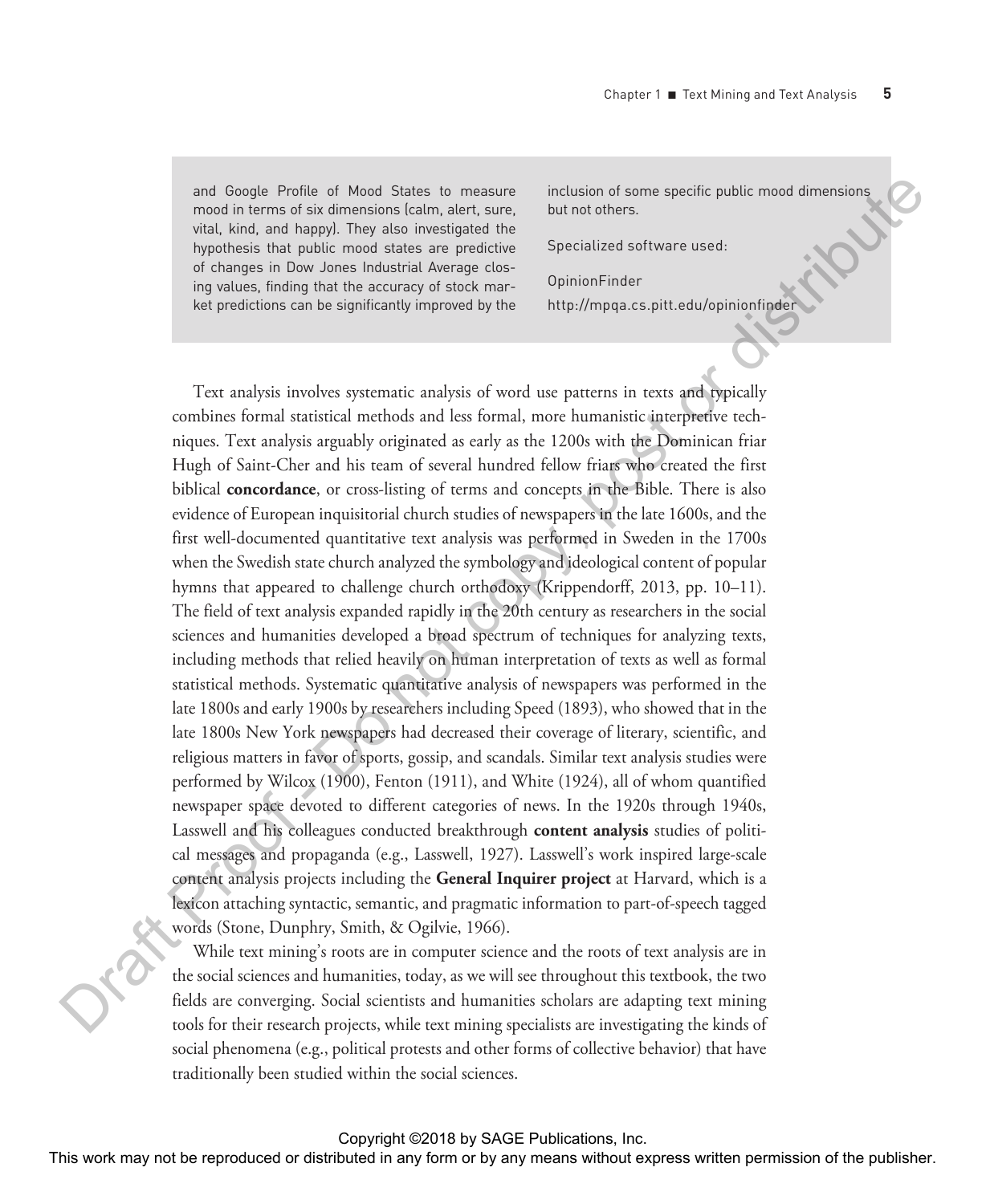and Google Profile of Mood States to measure mood in terms of six dimensions (calm, alert, sure, vital, kind, and happy). They also investigated the hypothesis that public mood states are predictive of changes in Dow Jones Industrial Average closing values, finding that the accuracy of stock market predictions can be significantly improved by the inclusion of some specific public mood dimensions but not others.

Specialized software used:

OpinionFinder
http://mpqa.cs.pitt.edu/opinionfinder

Text analysis involves systematic analysis of word use patterns in texts and typically combines formal statistical methods and less formal, more humanistic interpretive techniques. Text analysis arguably originated as early as the 1200s with the Dominican friar Hugh of Saint-Cher and his team of several hundred fellow friars who created the first biblical **concordance**, or cross-listing of terms and concepts in the Bible. There is also evidence of European inquisitorial church studies of newspapers in the late 1600s, and the first well-documented quantitative text analysis was performed in Sweden in the 1700s when the Swedish state church analyzed the symbology and ideological content of popular hymns that appeared to challenge church orthodoxy (Krippendorff, 2013, pp. 10–11). The field of text analysis expanded rapidly in the 20th century as researchers in the social sciences and humanities developed a broad spectrum of techniques for analyzing texts, including methods that relied heavily on human interpretation of texts as well as formal statistical methods. Systematic quantitative analysis of newspapers was performed in the late 1800s and early 1900s by researchers including Speed (1893), who showed that in the late 1800s New York newspapers had decreased their coverage of literary, scientific, and religious matters in favor of sports, gossip, and scandals. Similar text analysis studies were performed by Wilcox (1900), Fenton (1911), and White (1924), all of whom quantified newspaper space devoted to different categories of news. In the 1920s through 1940s, Lasswell and his colleagues conducted breakthrough **content analysis** studies of political messages and propaganda (e.g., Lasswell, 1927). Lasswell's work inspired large-scale content analysis projects including the **General Inquirer project** at Harvard, which is a lexicon attaching syntactic, semantic, and pragmatic information to part-of-speech tagged words (Stone, Dunphry, Smith, & Ogilvie, 1966).

While text mining's roots are in computer science and the roots of text analysis are in the social sciences and humanities, today, as we will see throughout this textbook, the two fields are converging. Social scientists and humanities scholars are adapting text mining tools for their research projects, while text mining specialists are investigating the kinds of social phenomena (e.g., political protests and other forms of collective behavior) that have traditionally been studied within the social sciences.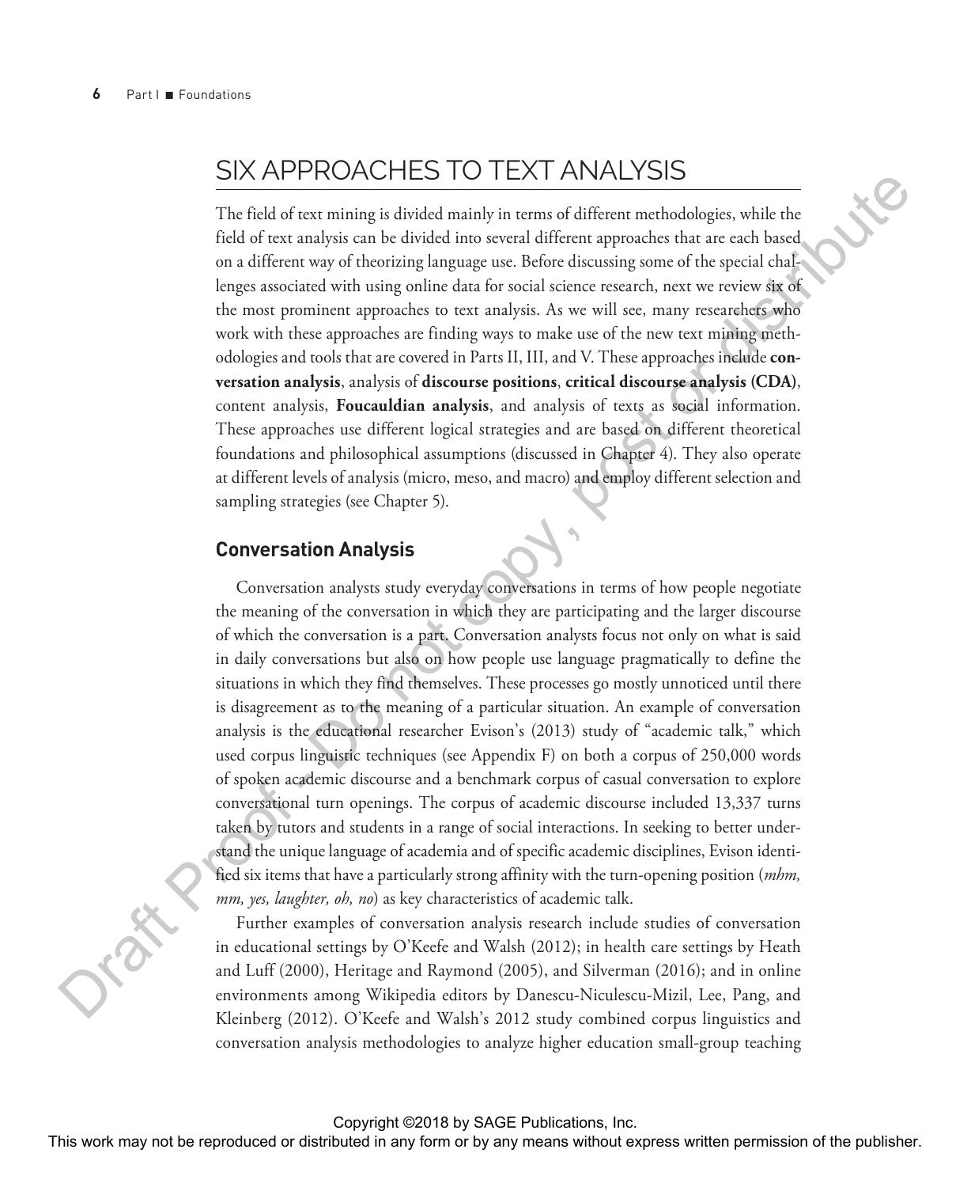## SIX APPROACHES TO TEXT ANALYSIS

The field of text mining is divided mainly in terms of different methodologies, while the field of text analysis can be divided into several different approaches that are each based on a different way of theorizing language use. Before discussing some of the special challenges associated with using online data for social science research, next we review six of the most prominent approaches to text analysis. As we will see, many researchers who work with these approaches are finding ways to make use of the new text mining methodologies and tools that are covered in Parts II, III, and V. These approaches include **conversation analysis**, analysis of **discourse positions**, **critical discourse analysis (CDA)**, content analysis, **Foucauldian analysis**, and analysis of texts as social information. These approaches use different logical strategies and are based on different theoretical foundations and philosophical assumptions (discussed in Chapter 4). They also operate at different levels of analysis (micro, meso, and macro) and employ different selection and sampling strategies (see Chapter 5).

### Conversation Analysis

Conversation analysts study everyday conversations in terms of how people negotiate the meaning of the conversation in which they are participating and the larger discourse of which the conversation is a part. Conversation analysts focus not only on what is said in daily conversations but also on how people use language pragmatically to define the situations in which they find themselves. These processes go mostly unnoticed until there is disagreement as to the meaning of a particular situation. An example of conversation analysis is the educational researcher Evison's (2013) study of "academic talk," which used corpus linguistic techniques (see Appendix F) on both a corpus of 250,000 words of spoken academic discourse and a benchmark corpus of casual conversation to explore conversational turn openings. The corpus of academic discourse included 13,337 turns taken by tutors and students in a range of social interactions. In seeking to better understand the unique language of academia and of specific academic disciplines, Evison identified six items that have a particularly strong affinity with the turn-opening position (*mhm, mm, yes, laughter, oh, no*) as key characteristics of academic talk.

Further examples of conversation analysis research include studies of conversation in educational settings by O'Keefe and Walsh (2012); in health care settings by Heath and Luff (2000), Heritage and Raymond (2005), and Silverman (2016); and in online environments among Wikipedia editors by Danescu-Niculescu-Mizil, Lee, Pang, and Kleinberg (2012). O'Keefe and Walsh's 2012 study combined corpus linguistics and conversation analysis methodologies to analyze higher education small-group teaching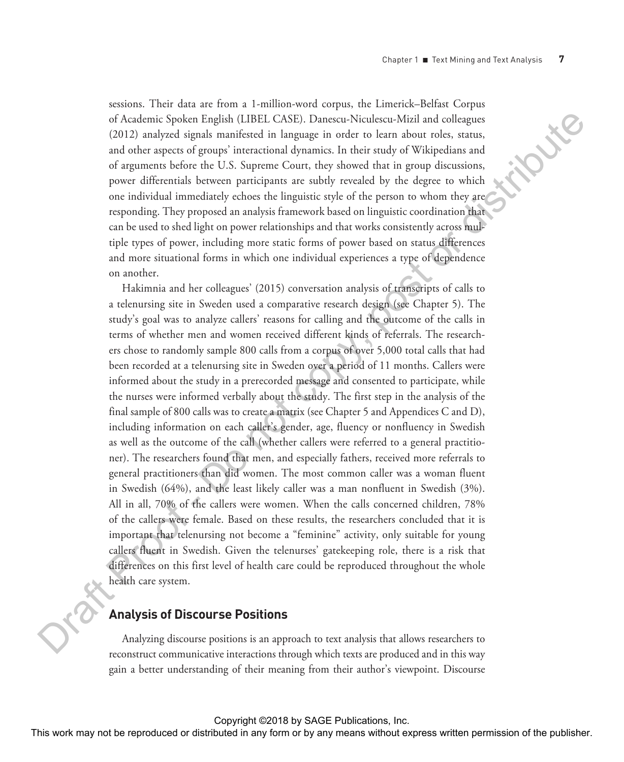sessions. Their data are from a 1-million-word corpus, the Limerick–Belfast Corpus of Academic Spoken English (LIBEL CASE). Danescu-Niculescu-Mizil and colleagues (2012) analyzed signals manifested in language in order to learn about roles, status, and other aspects of groups' interactional dynamics. In their study of Wikipedians and of arguments before the U.S. Supreme Court, they showed that in group discussions, power differentials between participants are subtly revealed by the degree to which one individual immediately echoes the linguistic style of the person to whom they are responding. They proposed an analysis framework based on linguistic coordination that can be used to shed light on power relationships and that works consistently across multiple types of power, including more static forms of power based on status differences and more situational forms in which one individual experiences a type of dependence on another.

Hakimnia and her colleagues' (2015) conversation analysis of transcripts of calls to a telenursing site in Sweden used a comparative research design (see Chapter 5). The study's goal was to analyze callers' reasons for calling and the outcome of the calls in terms of whether men and women received different kinds of referrals. The researchers chose to randomly sample 800 calls from a corpus of over 5,000 total calls that had been recorded at a telenursing site in Sweden over a period of 11 months. Callers were informed about the study in a prerecorded message and consented to participate, while the nurses were informed verbally about the study. The first step in the analysis of the final sample of 800 calls was to create a matrix (see Chapter 5 and Appendices C and D), including information on each caller's gender, age, fluency or nonfluency in Swedish as well as the outcome of the call (whether callers were referred to a general practitioner). The researchers found that men, and especially fathers, received more referrals to general practitioners than did women. The most common caller was a woman fluent in Swedish (64%), and the least likely caller was a man nonfluent in Swedish (3%). All in all, 70% of the callers were women. When the calls concerned children, 78% of the callers were female. Based on these results, the researchers concluded that it is important that telenursing not become a "feminine" activity, only suitable for young callers fluent in Swedish. Given the telenurses' gatekeeping role, there is a risk that differences on this first level of health care could be reproduced throughout the whole health care system.

## Analysis of Discourse Positions

Analyzing discourse positions is an approach to text analysis that allows researchers to reconstruct communicative interactions through which texts are produced and in this way gain a better understanding of their meaning from their author's viewpoint. Discourse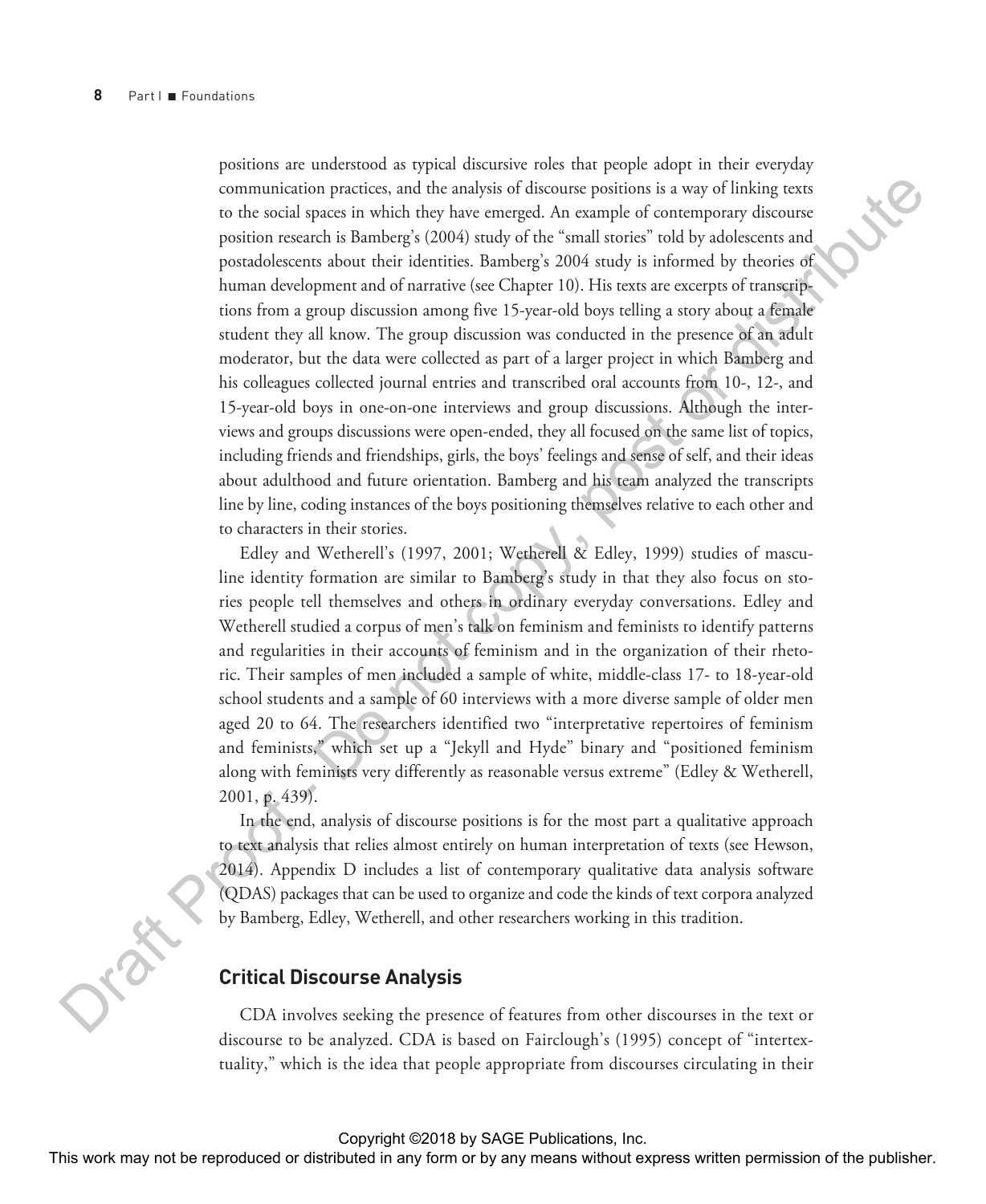positions are understood as typical discursive roles that people adopt in their everyday communication practices, and the analysis of discourse positions is a way of linking texts to the social spaces in which they have emerged. An example of contemporary discourse position research is Bamberg's (2004) study of the "small stories" told by adolescents and postadolescents about their identities. Bamberg's 2004 study is informed by theories of human development and of narrative (see Chapter 10). His texts are excerpts of transcriptions from a group discussion among five 15-year-old boys telling a story about a female student they all know. The group discussion was conducted in the presence of an adult moderator, but the data were collected as part of a larger project in which Bamberg and his colleagues collected journal entries and transcribed oral accounts from 10-, 12-, and 15-year-old boys in one-on-one interviews and group discussions. Although the interviews and groups discussions were open-ended, they all focused on the same list of topics, including friends and friendships, girls, the boys' feelings and sense of self, and their ideas about adulthood and future orientation. Bamberg and his team analyzed the transcripts line by line, coding instances of the boys positioning themselves relative to each other and to characters in their stories.

Edley and Wetherell's (1997, 2001; Wetherell & Edley, 1999) studies of masculine identity formation are similar to Bamberg's study in that they also focus on stories people tell themselves and others in ordinary everyday conversations. Edley and Wetherell studied a corpus of men's talk on feminism and feminists to identify patterns and regularities in their accounts of feminism and in the organization of their rhetoric. Their samples of men included a sample of white, middle-class 17- to 18-year-old school students and a sample of 60 interviews with a more diverse sample of older men aged 20 to 64. The researchers identified two "interpretative repertoires of feminism and feminists," which set up a "Jekyll and Hyde" binary and "positioned feminism along with feminists very differently as reasonable versus extreme" (Edley & Wetherell, 2001, p. 439).

In the end, analysis of discourse positions is for the most part a qualitative approach to text analysis that relies almost entirely on human interpretation of texts (see Hewson, 2014). Appendix D includes a list of contemporary qualitative data analysis software (QDAS) packages that can be used to organize and code the kinds of text corpora analyzed by Bamberg, Edley, Wetherell, and other researchers working in this tradition.

## Critical Discourse Analysis

CDA involves seeking the presence of features from other discourses in the text or discourse to be analyzed. CDA is based on Fairclough's (1995) concept of "intertextuality," which is the idea that people appropriate from discourses circulating in their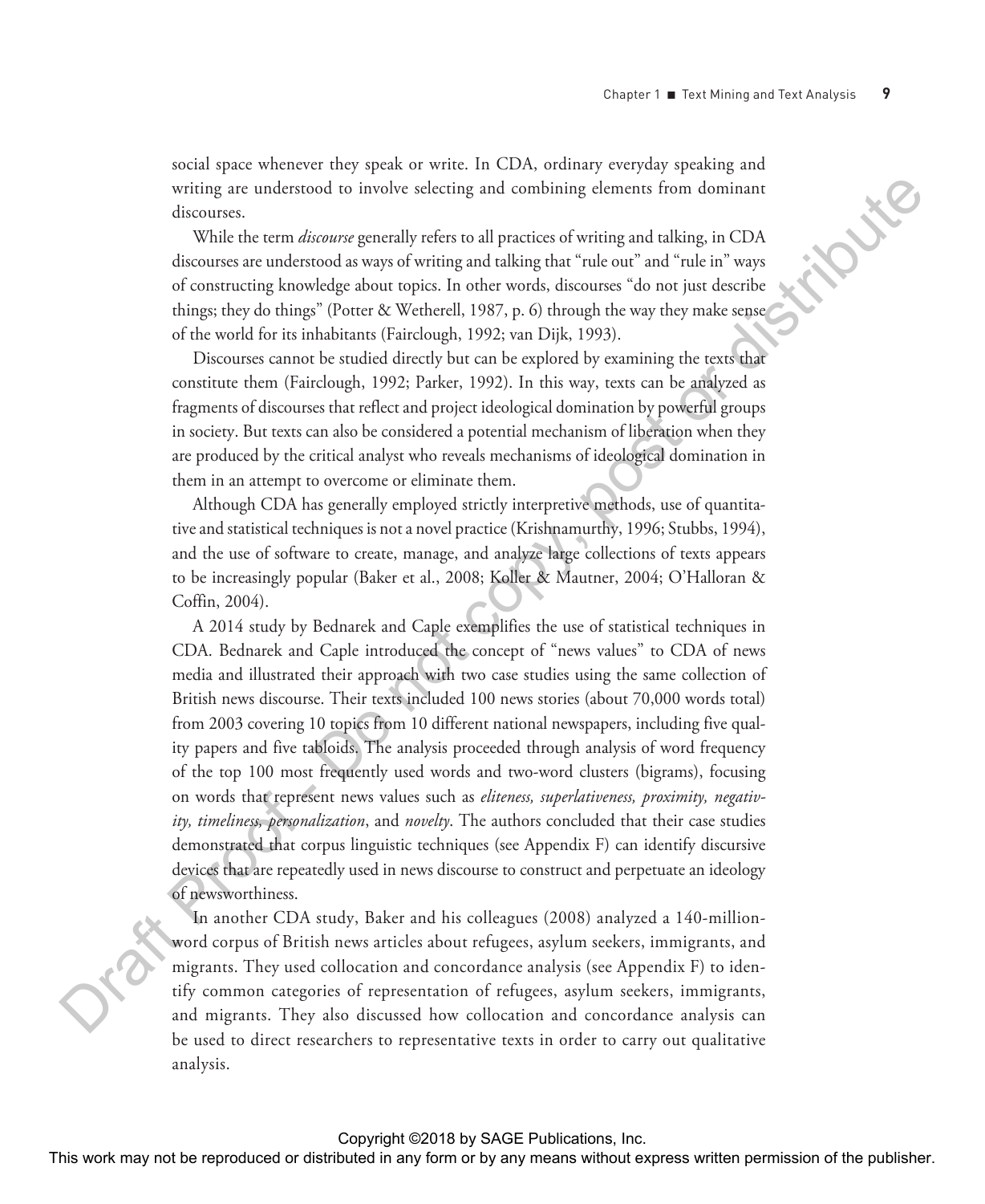social space whenever they speak or write. In CDA, ordinary everyday speaking and writing are understood to involve selecting and combining elements from dominant discourses.

While the term *discourse* generally refers to all practices of writing and talking, in CDA discourses are understood as ways of writing and talking that "rule out" and "rule in" ways of constructing knowledge about topics. In other words, discourses "do not just describe things; they do things" (Potter & Wetherell, 1987, p. 6) through the way they make sense of the world for its inhabitants (Fairclough, 1992; van Dijk, 1993).

Discourses cannot be studied directly but can be explored by examining the texts that constitute them (Fairclough, 1992; Parker, 1992). In this way, texts can be analyzed as fragments of discourses that reflect and project ideological domination by powerful groups in society. But texts can also be considered a potential mechanism of liberation when they are produced by the critical analyst who reveals mechanisms of ideological domination in them in an attempt to overcome or eliminate them.

Although CDA has generally employed strictly interpretive methods, use of quantitative and statistical techniques is not a novel practice (Krishnamurthy, 1996; Stubbs, 1994), and the use of software to create, manage, and analyze large collections of texts appears to be increasingly popular (Baker et al., 2008; Koller & Mautner, 2004; O'Halloran & Coffin, 2004).

A 2014 study by Bednarek and Caple exemplifies the use of statistical techniques in CDA. Bednarek and Caple introduced the concept of "news values" to CDA of news media and illustrated their approach with two case studies using the same collection of British news discourse. Their texts included 100 news stories (about 70,000 words total) from 2003 covering 10 topics from 10 different national newspapers, including five quality papers and five tabloids. The analysis proceeded through analysis of word frequency of the top 100 most frequently used words and two-word clusters (bigrams), focusing on words that represent news values such as *eliteness, superlativeness, proximity, negativity, timeliness, personalization*, and *novelty*. The authors concluded that their case studies demonstrated that corpus linguistic techniques (see Appendix F) can identify discursive devices that are repeatedly used in news discourse to construct and perpetuate an ideology of newsworthiness.

In another CDA study, Baker and his colleagues (2008) analyzed a 140-million-word corpus of British news articles about refugees, asylum seekers, immigrants, and migrants. They used collocation and concordance analysis (see Appendix F) to identify common categories of representation of refugees, asylum seekers, immigrants, and migrants. They also discussed how collocation and concordance analysis can be used to direct researchers to representative texts in order to carry out qualitative analysis.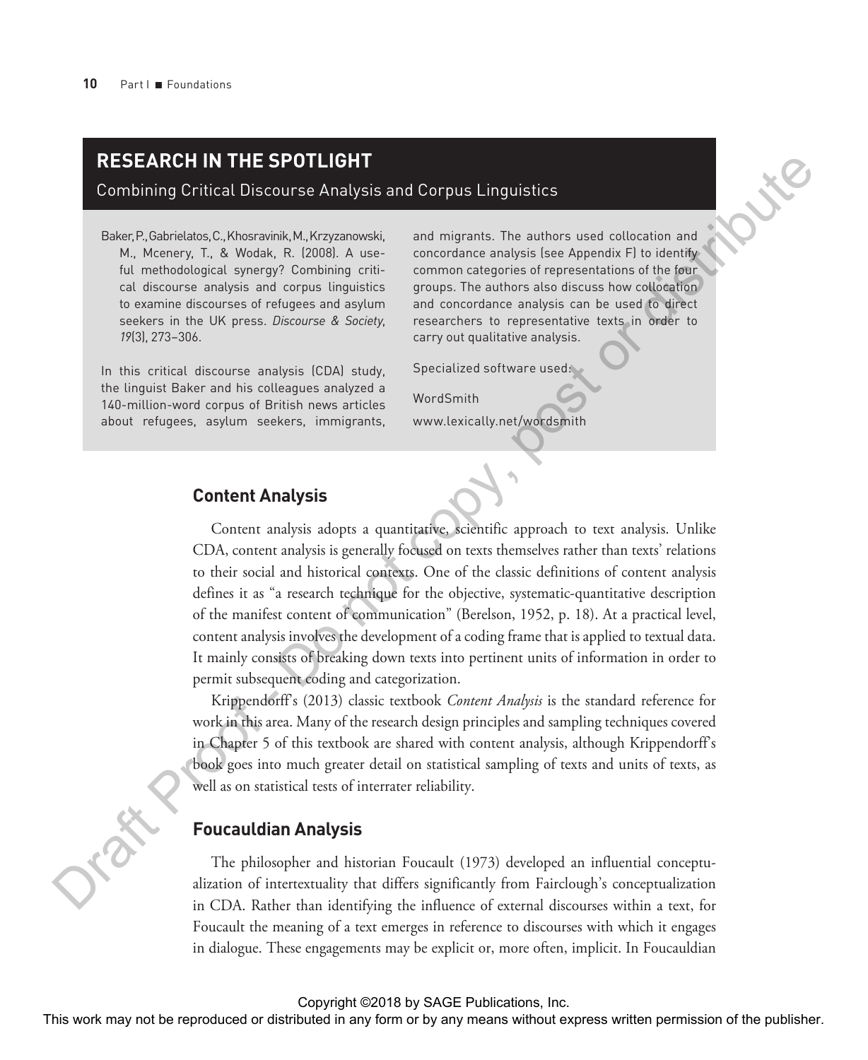## RESEARCH IN THE SPOTLIGHT

### Combining Critical Discourse Analysis and Corpus Linguistics

Baker, P., Gabrielatos, C., Khosravinik, M., Krzyzanowski, M., Mcenery, T., & Wodak, R. (2008). A useful methodological synergy? Combining critical discourse analysis and corpus linguistics to examine discourses of refugees and asylum seekers in the UK press. *Discourse & Society*, *19*(3), 273–306.

In this critical discourse analysis (CDA) study, the linguist Baker and his colleagues analyzed a 140-million-word corpus of British news articles about refugees, asylum seekers, immigrants, and migrants. The authors used collocation and concordance analysis (see Appendix F) to identify common categories of representations of the four groups. The authors also discuss how collocation and concordance analysis can be used to direct researchers to representative texts in order to carry out qualitative analysis.

Specialized software used:

WordSmith

www.lexically.net/wordsmith

## Content Analysis

Content analysis adopts a quantitative, scientific approach to text analysis. Unlike CDA, content analysis is generally focused on texts themselves rather than texts' relations to their social and historical contexts. One of the classic definitions of content analysis defines it as "a research technique for the objective, systematic-quantitative description of the manifest content of communication" (Berelson, 1952, p. 18). At a practical level, content analysis involves the development of a coding frame that is applied to textual data. It mainly consists of breaking down texts into pertinent units of information in order to permit subsequent coding and categorization.

Krippendorff's (2013) classic textbook *Content Analysis* is the standard reference for work in this area. Many of the research design principles and sampling techniques covered in Chapter 5 of this textbook are shared with content analysis, although Krippendorff's book goes into much greater detail on statistical sampling of texts and units of texts, as well as on statistical tests of interrater reliability.

## Foucauldian Analysis

The philosopher and historian Foucault (1973) developed an influential conceptualization of intertextuality that differs significantly from Fairclough's conceptualization in CDA. Rather than identifying the influence of external discourses within a text, for Foucault the meaning of a text emerges in reference to discourses with which it engages in dialogue. These engagements may be explicit or, more often, implicit. In Foucauldian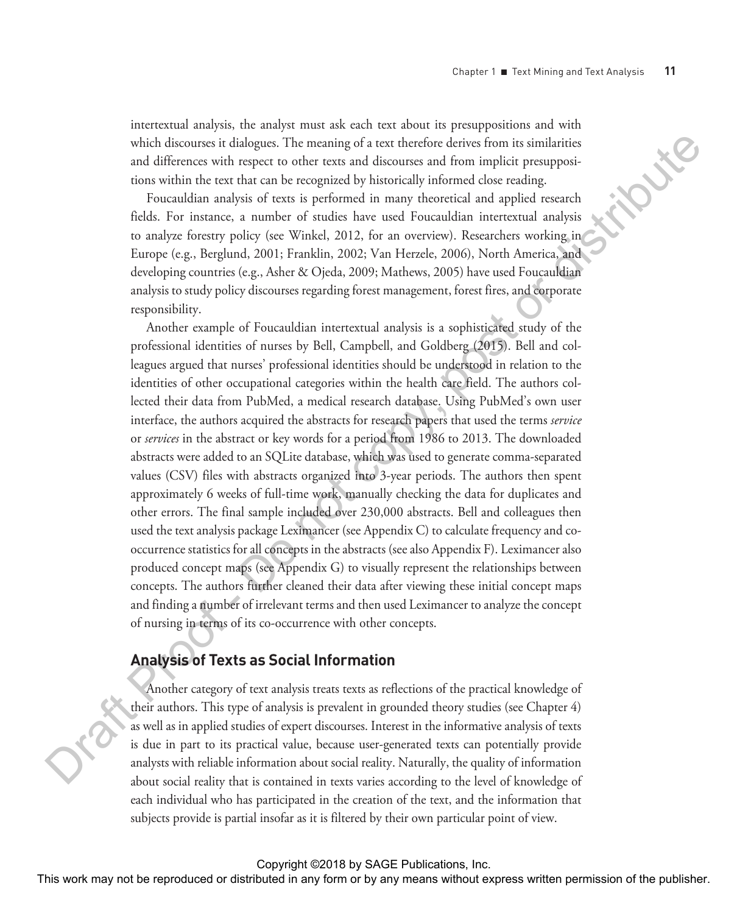intertextual analysis, the analyst must ask each text about its presuppositions and with which discourses it dialogues. The meaning of a text therefore derives from its similarities and differences with respect to other texts and discourses and from implicit presuppositions within the text that can be recognized by historically informed close reading.

Foucauldian analysis of texts is performed in many theoretical and applied research fields. For instance, a number of studies have used Foucauldian intertextual analysis to analyze forestry policy (see Winkel, 2012, for an overview). Researchers working in Europe (e.g., Berglund, 2001; Franklin, 2002; Van Herzele, 2006), North America, and developing countries (e.g., Asher & Ojeda, 2009; Mathews, 2005) have used Foucauldian analysis to study policy discourses regarding forest management, forest fires, and corporate responsibility.

Another example of Foucauldian intertextual analysis is a sophisticated study of the professional identities of nurses by Bell, Campbell, and Goldberg (2015). Bell and colleagues argued that nurses' professional identities should be understood in relation to the identities of other occupational categories within the health care field. The authors collected their data from PubMed, a medical research database. Using PubMed's own user interface, the authors acquired the abstracts for research papers that used the terms *service* or *services* in the abstract or key words for a period from 1986 to 2013. The downloaded abstracts were added to an SQLite database, which was used to generate comma-separated values (CSV) files with abstracts organized into 3-year periods. The authors then spent approximately 6 weeks of full-time work, manually checking the data for duplicates and other errors. The final sample included over 230,000 abstracts. Bell and colleagues then used the text analysis package Leximancer (see Appendix C) to calculate frequency and co-occurrence statistics for all concepts in the abstracts (see also Appendix F). Leximancer also produced concept maps (see Appendix G) to visually represent the relationships between concepts. The authors further cleaned their data after viewing these initial concept maps and finding a number of irrelevant terms and then used Leximancer to analyze the concept of nursing in terms of its co-occurrence with other concepts.

## Analysis of Texts as Social Information

Another category of text analysis treats texts as reflections of the practical knowledge of their authors. This type of analysis is prevalent in grounded theory studies (see Chapter 4) as well as in applied studies of expert discourses. Interest in the informative analysis of texts is due in part to its practical value, because user-generated texts can potentially provide analysts with reliable information about social reality. Naturally, the quality of information about social reality that is contained in texts varies according to the level of knowledge of each individual who has participated in the creation of the text, and the information that subjects provide is partial insofar as it is filtered by their own particular point of view.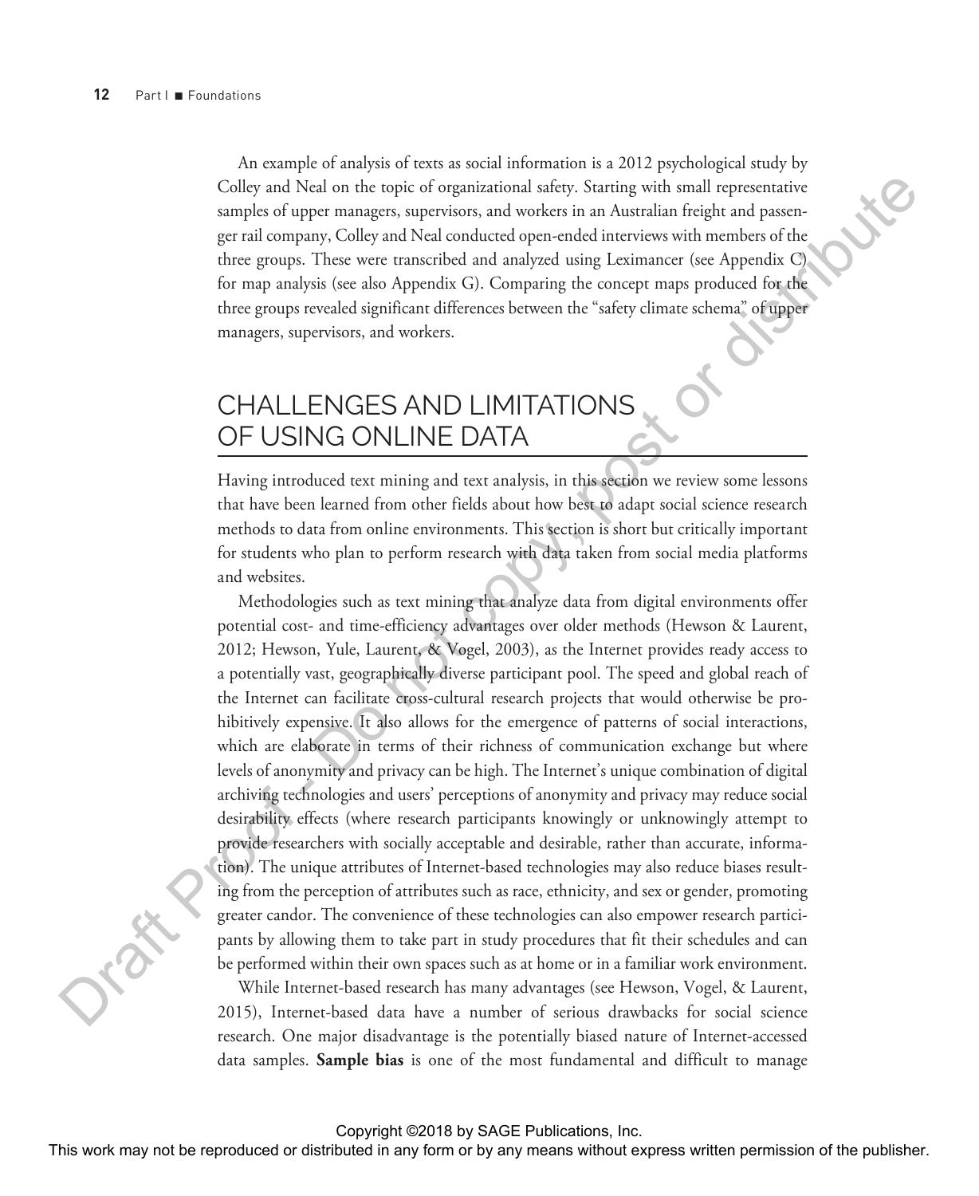An example of analysis of texts as social information is a 2012 psychological study by Colley and Neal on the topic of organizational safety. Starting with small representative samples of upper managers, supervisors, and workers in an Australian freight and passenger rail company, Colley and Neal conducted open-ended interviews with members of the three groups. These were transcribed and analyzed using Leximancer (see Appendix C) for map analysis (see also Appendix G). Comparing the concept maps produced for the three groups revealed significant differences between the "safety climate schema" of upper managers, supervisors, and workers.

## CHALLENGES AND LIMITATIONS OF USING ONLINE DATA

Having introduced text mining and text analysis, in this section we review some lessons that have been learned from other fields about how best to adapt social science research methods to data from online environments. This section is short but critically important for students who plan to perform research with data taken from social media platforms and websites.

Methodologies such as text mining that analyze data from digital environments offer potential cost- and time-efficiency advantages over older methods (Hewson & Laurent, 2012; Hewson, Yule, Laurent, & Vogel, 2003), as the Internet provides ready access to a potentially vast, geographically diverse participant pool. The speed and global reach of the Internet can facilitate cross-cultural research projects that would otherwise be prohibitively expensive. It also allows for the emergence of patterns of social interactions, which are elaborate in terms of their richness of communication exchange but where levels of anonymity and privacy can be high. The Internet's unique combination of digital archiving technologies and users' perceptions of anonymity and privacy may reduce social desirability effects (where research participants knowingly or unknowingly attempt to provide researchers with socially acceptable and desirable, rather than accurate, information). The unique attributes of Internet-based technologies may also reduce biases resulting from the perception of attributes such as race, ethnicity, and sex or gender, promoting greater candor. The convenience of these technologies can also empower research participants by allowing them to take part in study procedures that fit their schedules and can be performed within their own spaces such as at home or in a familiar work environment.

While Internet-based research has many advantages (see Hewson, Vogel, & Laurent, 2015), Internet-based data have a number of serious drawbacks for social science research. One major disadvantage is the potentially biased nature of Internet-accessed data samples. **Sample bias** is one of the most fundamental and difficult to manage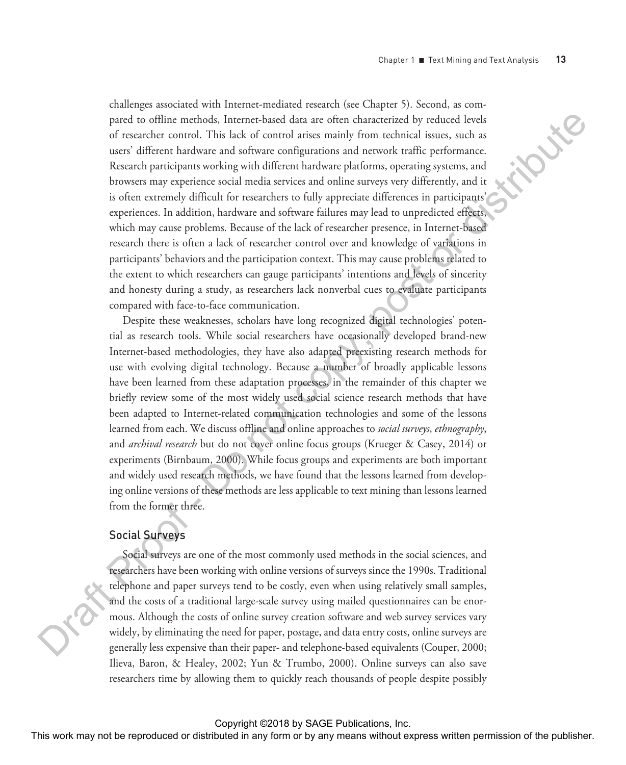challenges associated with Internet-mediated research (see Chapter 5). Second, as compared to offline methods, Internet-based data are often characterized by reduced levels of researcher control. This lack of control arises mainly from technical issues, such as users' different hardware and software configurations and network traffic performance. Research participants working with different hardware platforms, operating systems, and browsers may experience social media services and online surveys very differently, and it is often extremely difficult for researchers to fully appreciate differences in participants' experiences. In addition, hardware and software failures may lead to unpredicted effects, which may cause problems. Because of the lack of researcher presence, in Internet-based research there is often a lack of researcher control over and knowledge of variations in participants' behaviors and the participation context. This may cause problems related to the extent to which researchers can gauge participants' intentions and levels of sincerity and honesty during a study, as researchers lack nonverbal cues to evaluate participants compared with face-to-face communication.

Despite these weaknesses, scholars have long recognized digital technologies' potential as research tools. While social researchers have occasionally developed brand-new Internet-based methodologies, they have also adapted preexisting research methods for use with evolving digital technology. Because a number of broadly applicable lessons have been learned from these adaptation processes, in the remainder of this chapter we briefly review some of the most widely used social science research methods that have been adapted to Internet-related communication technologies and some of the lessons learned from each. We discuss offline and online approaches to *social surveys*, *ethnography*, and *archival research* but do not cover online focus groups (Krueger & Casey, 2014) or experiments (Birnbaum, 2000). While focus groups and experiments are both important and widely used research methods, we have found that the lessons learned from developing online versions of these methods are less applicable to text mining than lessons learned from the former three.

## Social Surveys

Social surveys are one of the most commonly used methods in the social sciences, and researchers have been working with online versions of surveys since the 1990s. Traditional telephone and paper surveys tend to be costly, even when using relatively small samples, and the costs of a traditional large-scale survey using mailed questionnaires can be enormous. Although the costs of online survey creation software and web survey services vary widely, by eliminating the need for paper, postage, and data entry costs, online surveys are generally less expensive than their paper- and telephone-based equivalents (Couper, 2000; Ilieva, Baron, & Healey, 2002; Yun & Trumbo, 2000). Online surveys can also save researchers time by allowing them to quickly reach thousands of people despite possibly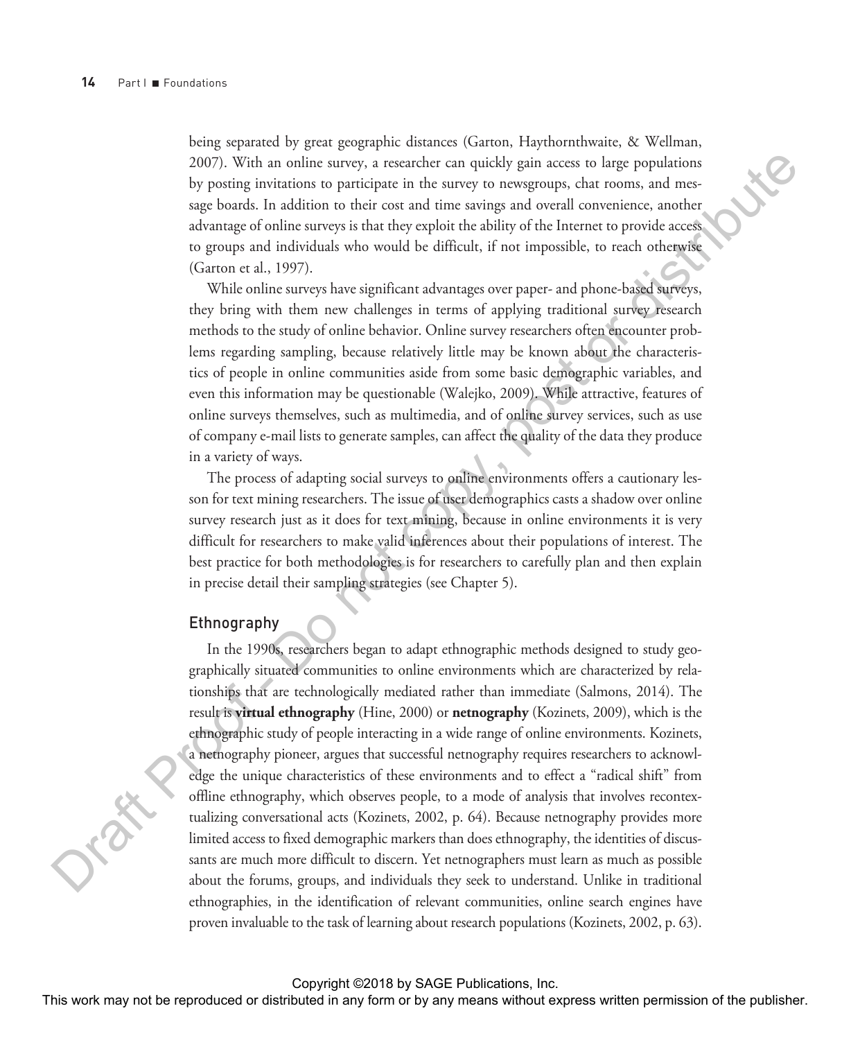being separated by great geographic distances (Garton, Haythornthwaite, & Wellman, 2007). With an online survey, a researcher can quickly gain access to large populations by posting invitations to participate in the survey to newsgroups, chat rooms, and message boards. In addition to their cost and time savings and overall convenience, another advantage of online surveys is that they exploit the ability of the Internet to provide access to groups and individuals who would be difficult, if not impossible, to reach otherwise (Garton et al., 1997).

While online surveys have significant advantages over paper- and phone-based surveys, they bring with them new challenges in terms of applying traditional survey research methods to the study of online behavior. Online survey researchers often encounter problems regarding sampling, because relatively little may be known about the characteristics of people in online communities aside from some basic demographic variables, and even this information may be questionable (Walejko, 2009). While attractive, features of online surveys themselves, such as multimedia, and of online survey services, such as use of company e-mail lists to generate samples, can affect the quality of the data they produce in a variety of ways.

The process of adapting social surveys to online environments offers a cautionary lesson for text mining researchers. The issue of user demographics casts a shadow over online survey research just as it does for text mining, because in online environments it is very difficult for researchers to make valid inferences about their populations of interest. The best practice for both methodologies is for researchers to carefully plan and then explain in precise detail their sampling strategies (see Chapter 5).

### Ethnography

In the 1990s, researchers began to adapt ethnographic methods designed to study geographically situated communities to online environments which are characterized by relationships that are technologically mediated rather than immediate (Salmons, 2014). The result is **virtual ethnography** (Hine, 2000) or **netnography** (Kozinets, 2009), which is the ethnographic study of people interacting in a wide range of online environments. Kozinets, a netnography pioneer, argues that successful netnography requires researchers to acknowledge the unique characteristics of these environments and to effect a "radical shift" from offline ethnography, which observes people, to a mode of analysis that involves recontextualizing conversational acts (Kozinets, 2002, p. 64). Because netnography provides more limited access to fixed demographic markers than does ethnography, the identities of discussants are much more difficult to discern. Yet netnographers must learn as much as possible about the forums, groups, and individuals they seek to understand. Unlike in traditional ethnographies, in the identification of relevant communities, online search engines have proven invaluable to the task of learning about research populations (Kozinets, 2002, p. 63).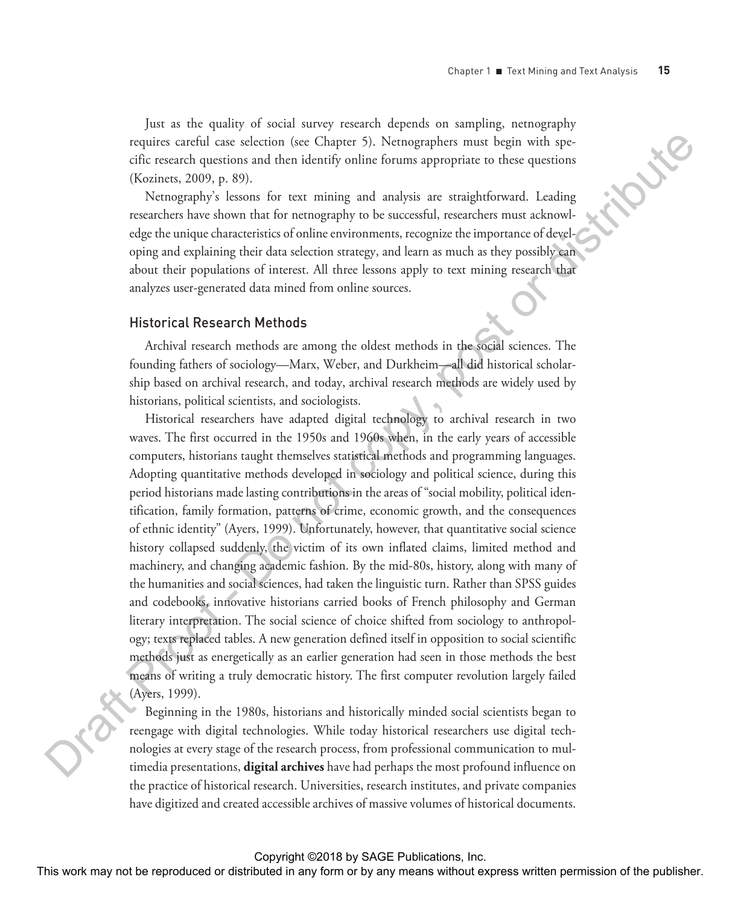Just as the quality of social survey research depends on sampling, netnography requires careful case selection (see Chapter 5). Netnographers must begin with specific research questions and then identify online forums appropriate to these questions (Kozinets, 2009, p. 89).

Netnography's lessons for text mining and analysis are straightforward. Leading researchers have shown that for netnography to be successful, researchers must acknowledge the unique characteristics of online environments, recognize the importance of developing and explaining their data selection strategy, and learn as much as they possibly can about their populations of interest. All three lessons apply to text mining research that analyzes user-generated data mined from online sources.

### Historical Research Methods

Archival research methods are among the oldest methods in the social sciences. The founding fathers of sociology—Marx, Weber, and Durkheim—all did historical scholarship based on archival research, and today, archival research methods are widely used by historians, political scientists, and sociologists.

Historical researchers have adapted digital technology to archival research in two waves. The first occurred in the 1950s and 1960s when, in the early years of accessible computers, historians taught themselves statistical methods and programming languages. Adopting quantitative methods developed in sociology and political science, during this period historians made lasting contributions in the areas of "social mobility, political identification, family formation, patterns of crime, economic growth, and the consequences of ethnic identity" (Ayers, 1999). Unfortunately, however, that quantitative social science history collapsed suddenly, the victim of its own inflated claims, limited method and machinery, and changing academic fashion. By the mid-80s, history, along with many of the humanities and social sciences, had taken the linguistic turn. Rather than SPSS guides and codebooks, innovative historians carried books of French philosophy and German literary interpretation. The social science of choice shifted from sociology to anthropology; texts replaced tables. A new generation defined itself in opposition to social scientific methods just as energetically as an earlier generation had seen in those methods the best means of writing a truly democratic history. The first computer revolution largely failed (Ayers, 1999).

Beginning in the 1980s, historians and historically minded social scientists began to reengage with digital technologies. While today historical researchers use digital technologies at every stage of the research process, from professional communication to multimedia presentations, **digital archives** have had perhaps the most profound influence on the practice of historical research. Universities, research institutes, and private companies have digitized and created accessible archives of massive volumes of historical documents.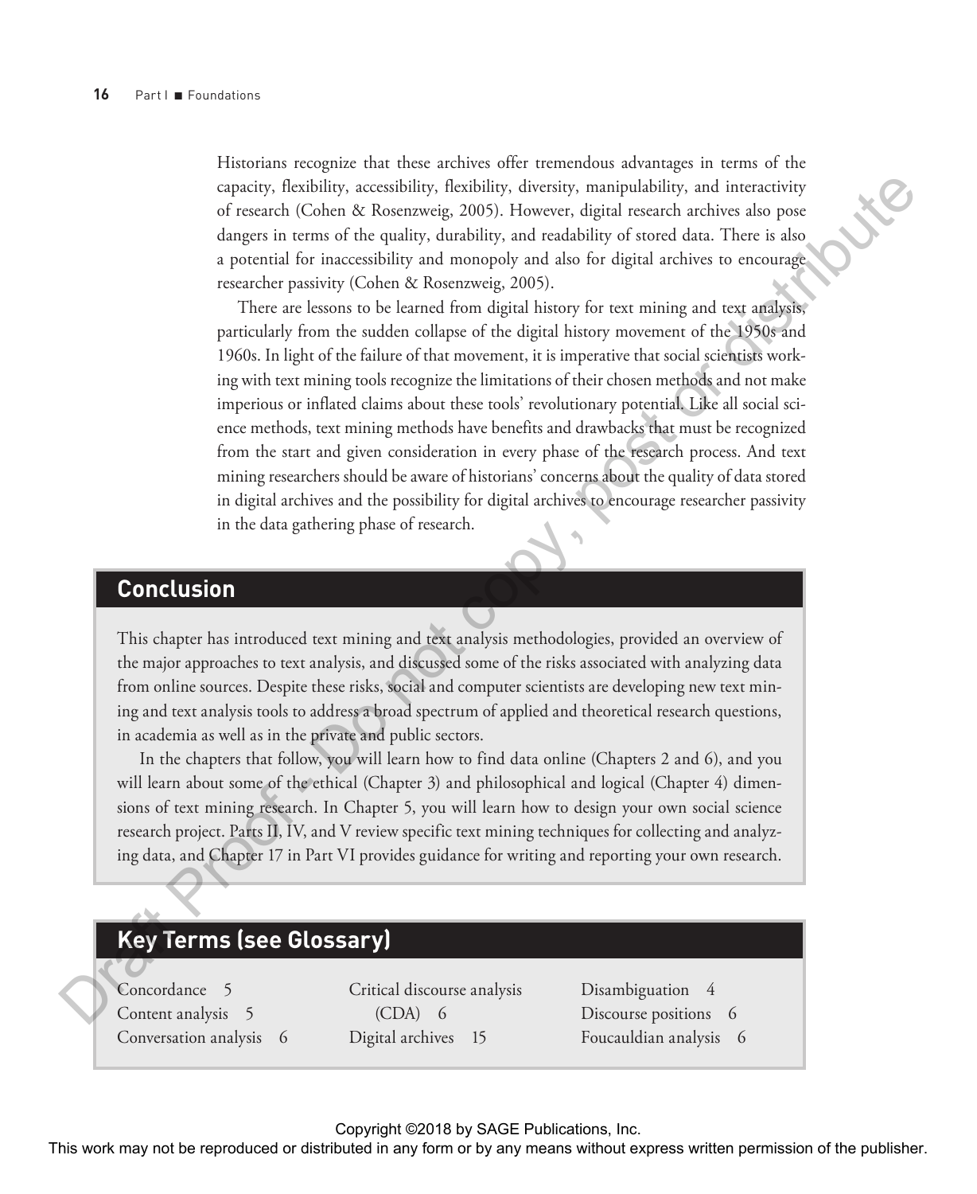Historians recognize that these archives offer tremendous advantages in terms of the capacity, flexibility, accessibility, flexibility, diversity, manipulability, and interactivity of research (Cohen & Rosenzweig, 2005). However, digital research archives also pose dangers in terms of the quality, durability, and readability of stored data. There is also a potential for inaccessibility and monopoly and also for digital archives to encourage researcher passivity (Cohen & Rosenzweig, 2005).

There are lessons to be learned from digital history for text mining and text analysis, particularly from the sudden collapse of the digital history movement of the 1950s and 1960s. In light of the failure of that movement, it is imperative that social scientists working with text mining tools recognize the limitations of their chosen methods and not make imperious or inflated claims about these tools' revolutionary potential. Like all social science methods, text mining methods have benefits and drawbacks that must be recognized from the start and given consideration in every phase of the research process. And text mining researchers should be aware of historians' concerns about the quality of data stored in digital archives and the possibility for digital archives to encourage researcher passivity in the data gathering phase of research.

## Conclusion

This chapter has introduced text mining and text analysis methodologies, provided an overview of the major approaches to text analysis, and discussed some of the risks associated with analyzing data from online sources. Despite these risks, social and computer scientists are developing new text mining and text analysis tools to address a broad spectrum of applied and theoretical research questions, in academia as well as in the private and public sectors.

In the chapters that follow, you will learn how to find data online (Chapters 2 and 6), and you will learn about some of the ethical (Chapter 3) and philosophical and logical (Chapter 4) dimensions of text mining research. In Chapter 5, you will learn how to design your own social science research project. Parts II, IV, and V review specific text mining techniques for collecting and analyzing data, and Chapter 17 in Part VI provides guidance for writing and reporting your own research.

## Key Terms (see Glossary)

Concordance 5
Content analysis 5
Conversation analysis 6
Critical discourse analysis (CDA) 6
Digital archives 15
Disambiguation 4
Discourse positions 6
Foucauldian analysis 6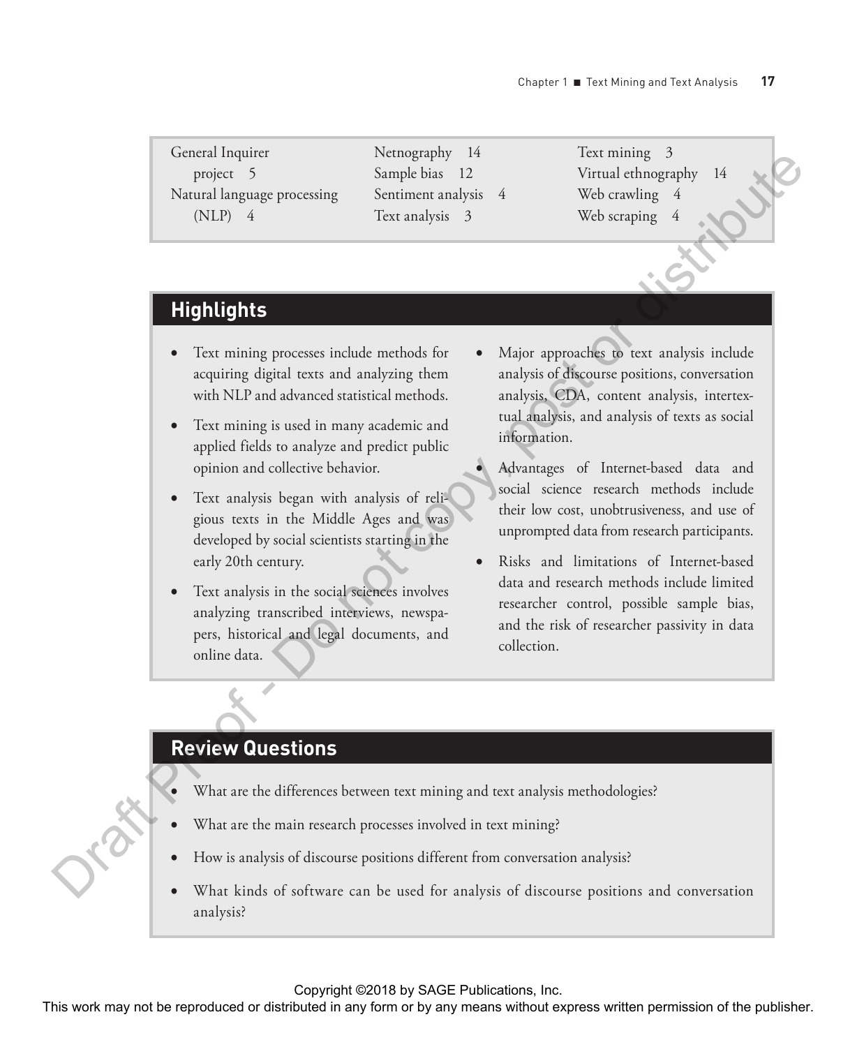| | | |
|---|---|---|
| General Inquirer project 5 | Netnography 14 | Text mining 3 |
| Natural language processing (NLP) 4 | Sample bias 12 | Virtual ethnography 14 |
| | Sentiment analysis 4 | Web crawling 4 |
| | Text analysis 3 | Web scraping 4 |

## Highlights

- Text mining processes include methods for acquiring digital texts and analyzing them with NLP and advanced statistical methods.
- Text mining is used in many academic and applied fields to analyze and predict public opinion and collective behavior.
- Text analysis began with analysis of religious texts in the Middle Ages and was developed by social scientists starting in the early 20th century.
- Text analysis in the social sciences involves analyzing transcribed interviews, newspapers, historical and legal documents, and online data.
- Major approaches to text analysis include analysis of discourse positions, conversation analysis, CDA, content analysis, intertextual analysis, and analysis of texts as social information.
- Advantages of Internet-based data and social science research methods include their low cost, unobtrusiveness, and use of unprompted data from research participants.
- Risks and limitations of Internet-based data and research methods include limited researcher control, possible sample bias, and the risk of researcher passivity in data collection.

## Review Questions

- What are the differences between text mining and text analysis methodologies?
- What are the main research processes involved in text mining?
- How is analysis of discourse positions different from conversation analysis?
- What kinds of software can be used for analysis of discourse positions and conversation analysis?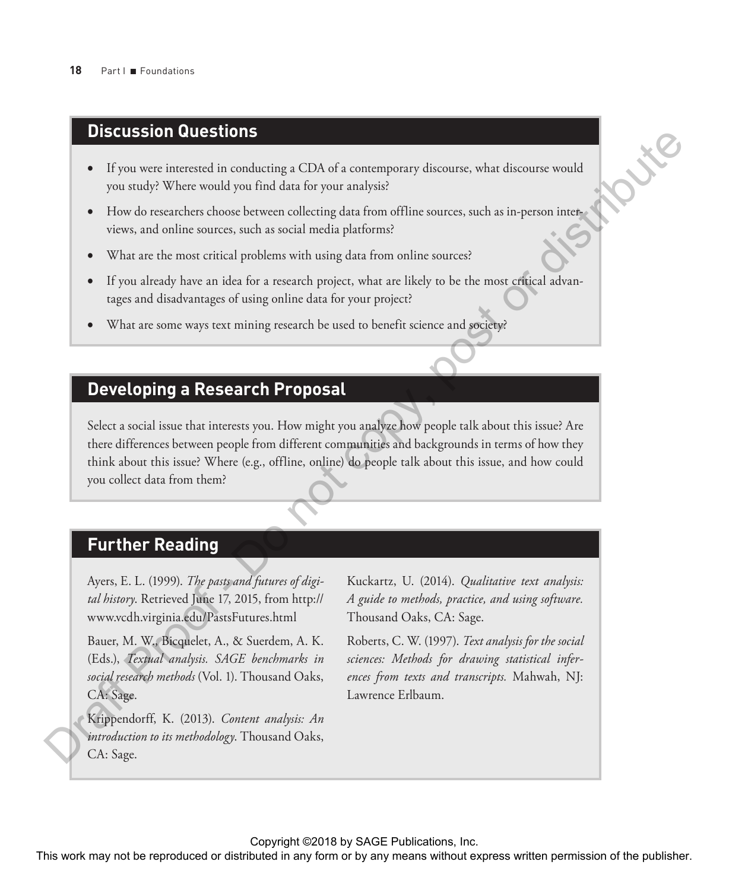## Discussion Questions

- If you were interested in conducting a CDA of a contemporary discourse, what discourse would you study? Where would you find data for your analysis?
- How do researchers choose between collecting data from offline sources, such as in-person interviews, and online sources, such as social media platforms?
- What are the most critical problems with using data from online sources?
- If you already have an idea for a research project, what are likely to be the most critical advantages and disadvantages of using online data for your project?
- What are some ways text mining research be used to benefit science and society?

## Developing a Research Proposal

Select a social issue that interests you. How might you analyze how people talk about this issue? Are there differences between people from different communities and backgrounds in terms of how they think about this issue? Where (e.g., offline, online) do people talk about this issue, and how could you collect data from them?

## Further Reading

Ayers, E. L. (1999). *The pasts and futures of digital history*. Retrieved June 17, 2015, from http://www.vcdh.virginia.edu/PastsFutures.html

Bauer, M. W., Bicquelet, A., & Suerdem, A. K. (Eds.), *Textual analysis. SAGE benchmarks in social research methods* (Vol. 1). Thousand Oaks, CA: Sage.

Krippendorff, K. (2013). *Content analysis: An introduction to its methodology*. Thousand Oaks, CA: Sage.

Kuckartz, U. (2014). *Qualitative text analysis: A guide to methods, practice, and using software.* Thousand Oaks, CA: Sage.

Roberts, C. W. (1997). *Text analysis for the social sciences: Methods for drawing statistical inferences from texts and transcripts.* Mahwah, NJ: Lawrence Erlbaum.